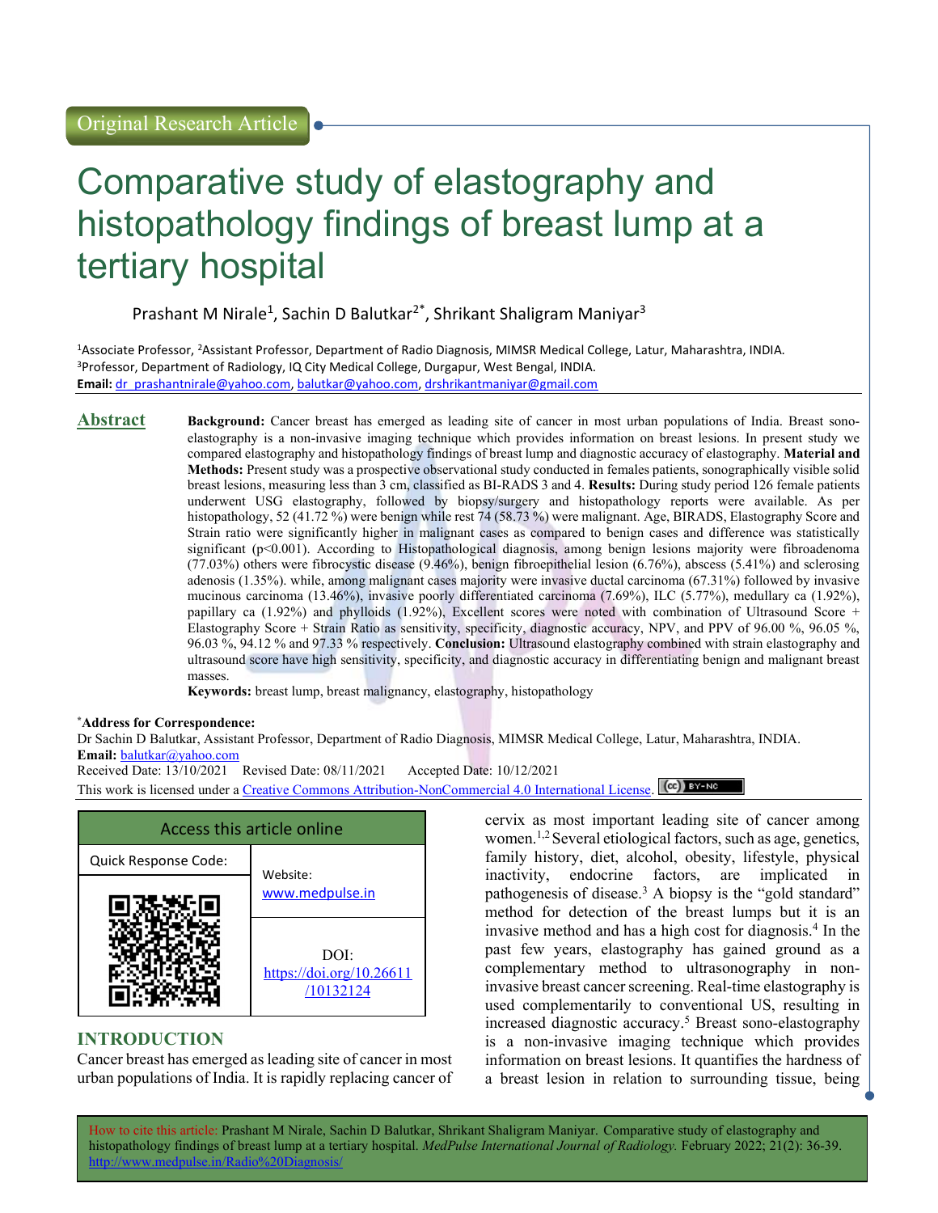Original Research Article

# Comparative study of elastography and histopathology findings of breast lump at a tertiary hospital

Prashant M Nirale[1], Sachin D Balutkar[2*], Shrikant Shaligram Maniyar[3]

[1]Associate Professor, [2]Assistant Professor, Department of Radio Diagnosis, MIMSR Medical College, Latur, Maharashtra, INDIA.
[3]Professor, Department of Radiology, IQ City Medical College, Durgapur, West Bengal, INDIA.
**Email:** dr_prashantnirale@yahoo.com, balutkar@yahoo.com, drshrikantmaniyar@gmail.com

## Abstract

**Background:** Cancer breast has emerged as leading site of cancer in most urban populations of India. Breast sono-elastography is a non-invasive imaging technique which provides information on breast lesions. In present study we compared elastography and histopathology findings of breast lump and diagnostic accuracy of elastography. **Material and Methods:** Present study was a prospective observational study conducted in females patients, sonographically visible solid breast lesions, measuring less than 3 cm, classified as BI-RADS 3 and 4. **Results:** During study period 126 female patients underwent USG elastography, followed by biopsy/surgery and histopathology reports were available. As per histopathology, 52 (41.72 %) were benign while rest 74 (58.73 %) were malignant. Age, BIRADS, Elastography Score and Strain ratio were significantly higher in malignant cases as compared to benign cases and difference was statistically significant ($p<0.001$). According to Histopathological diagnosis, among benign lesions majority were fibroadenoma (77.03%) others were fibrocystic disease (9.46%), benign fibroepithelial lesion (6.76%), abscess (5.41%) and sclerosing adenosis (1.35%). while, among malignant cases majority were invasive ductal carcinoma (67.31%) followed by invasive mucinous carcinoma (13.46%), invasive poorly differentiated carcinoma (7.69%), ILC (5.77%), medullary ca (1.92%), papillary ca (1.92%) and phylloids (1.92%), Excellent scores were noted with combination of Ultrasound Score + Elastography Score + Strain Ratio as sensitivity, specificity, diagnostic accuracy, NPV, and PPV of 96.00 %, 96.05 %, 96.03 %, 94.12 % and 97.33 % respectively. **Conclusion:** Ultrasound elastography combined with strain elastography and ultrasound score have high sensitivity, specificity, and diagnostic accuracy in differentiating benign and malignant breast masses.

**Keywords:** breast lump, breast malignancy, elastography, histopathology

**\*Address for Correspondence:**
Dr Sachin D Balutkar, Assistant Professor, Department of Radio Diagnosis, MIMSR Medical College, Latur, Maharashtra, INDIA.
**Email:** balutkar@yahoo.com
Received Date: 13/10/2021 Revised Date: 08/11/2021 Accepted Date: 10/12/2021
This work is licensed under a Creative Commons Attribution-NonCommercial 4.0 International License.

| Access this article online | |
|---|---|
| Quick Response Code: | Website: www.medpulse.in |
| | DOI: https://doi.org/10.26611/10132124 |

## INTRODUCTION

Cancer breast has emerged as leading site of cancer in most urban populations of India. It is rapidly replacing cancer of cervix as most important leading site of cancer among women.[1,2] Several etiological factors, such as age, genetics, family history, diet, alcohol, obesity, lifestyle, physical inactivity, endocrine factors, are implicated in pathogenesis of disease.[3] A biopsy is the "gold standard" method for detection of the breast lumps but it is an invasive method and has a high cost for diagnosis.[4] In the past few years, elastography has gained ground as a complementary method to ultrasonography in non-invasive breast cancer screening. Real-time elastography is used complementarily to conventional US, resulting in increased diagnostic accuracy.[5] Breast sono-elastography is a non-invasive imaging technique which provides information on breast lesions. It quantifies the hardness of a breast lesion in relation to surrounding tissue, being

How to cite this article: Prashant M Nirale, Sachin D Balutkar, Shrikant Shaligram Maniyar. Comparative study of elastography and histopathology findings of breast lump at a tertiary hospital. *MedPulse International Journal of Radiology.* February 2022; 21(2): 36-39. http://www.medpulse.in/Radio%20Diagnosis/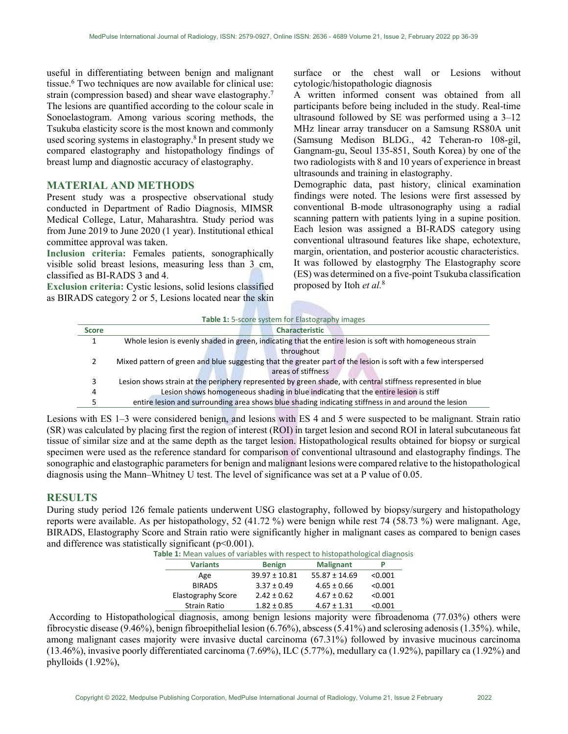useful in differentiating between benign and malignant tissue.[6] Two techniques are now available for clinical use: strain (compression based) and shear wave elastography.[7] The lesions are quantified according to the colour scale in Sonoelastogram. Among various scoring methods, the Tsukuba elasticity score is the most known and commonly used scoring systems in elastography.[8] In present study we compared elastography and histopathology findings of breast lump and diagnostic accuracy of elastography.

## MATERIAL AND METHODS

Present study was a prospective observational study conducted in Department of Radio Diagnosis, MIMSR Medical College, Latur, Maharashtra. Study period was from June 2019 to June 2020 (1 year). Institutional ethical committee approval was taken.

**Inclusion criteria:** Females patients, sonographically visible solid breast lesions, measuring less than 3 cm, classified as BI-RADS 3 and 4.

**Exclusion criteria:** Cystic lesions, solid lesions classified as BIRADS category 2 or 5, Lesions located near the skin surface or the chest wall or Lesions without cytologic/histopathologic diagnosis

A written informed consent was obtained from all participants before being included in the study. Real-time ultrasound followed by SE was performed using a 3–12 MHz linear array transducer on a Samsung RS80A unit (Samsung Medison BLDG., 42 Teheran-ro 108-gil, Gangnam-gu, Seoul 135-851, South Korea) by one of the two radiologists with 8 and 10 years of experience in breast ultrasounds and training in elastography.

Demographic data, past history, clinical examination findings were noted. The lesions were first assessed by conventional B-mode ultrasonography using a radial scanning pattern with patients lying in a supine position. Each lesion was assigned a BI-RADS category using conventional ultrasound features like shape, echotexture, margin, orientation, and posterior acoustic characteristics. It was followed by elastogrphy The Elastography score (ES) was determined on a five-point Tsukuba classification proposed by Itoh *et al.*[8]

**Table 1:** 5-score system for Elastography images

| Score | Characteristic |
|---|---|
| 1 | Whole lesion is evenly shaded in green, indicating that the entire lesion is soft with homogeneous strain throughout |
| 2 | Mixed pattern of green and blue suggesting that the greater part of the lesion is soft with a few interspersed areas of stiffness |
| 3 | Lesion shows strain at the periphery represented by green shade, with central stiffness represented in blue |
| 4 | Lesion shows homogeneous shading in blue indicating that the entire lesion is stiff |
| 5 | entire lesion and surrounding area shows blue shading indicating stiffness in and around the lesion |

Lesions with ES 1–3 were considered benign, and lesions with ES 4 and 5 were suspected to be malignant. Strain ratio (SR) was calculated by placing first the region of interest (ROI) in target lesion and second ROI in lateral subcutaneous fat tissue of similar size and at the same depth as the target lesion. Histopathological results obtained for biopsy or surgical specimen were used as the reference standard for comparison of conventional ultrasound and elastography findings. The sonographic and elastographic parameters for benign and malignant lesions were compared relative to the histopathological diagnosis using the Mann–Whitney U test. The level of significance was set at a P value of 0.05.

## RESULTS

During study period 126 female patients underwent USG elastography, followed by biopsy/surgery and histopathology reports were available. As per histopathology, 52 (41.72 %) were benign while rest 74 (58.73 %) were malignant. Age, BIRADS, Elastography Score and Strain ratio were significantly higher in malignant cases as compared to benign cases and difference was statistically significant ($p<0.001$).

**Table 1:** Mean values of variables with respect to histopathological diagnosis

| Variants | Benign | Malignant | P |
|---|---|---|---|
| Age | 39.97 ± 10.81 | 55.87 ± 14.69 | <0.001 |
| BIRADS | 3.37 ± 0.49 | 4.65 ± 0.66 | <0.001 |
| Elastography Score | 2.42 ± 0.62 | 4.67 ± 0.62 | <0.001 |
| Strain Ratio | 1.82 ± 0.85 | 4.67 ± 1.31 | <0.001 |

According to Histopathological diagnosis, among benign lesions majority were fibroadenoma (77.03%) others were fibrocystic disease (9.46%), benign fibroepithelial lesion (6.76%), abscess (5.41%) and sclerosing adenosis (1.35%). while, among malignant cases majority were invasive ductal carcinoma (67.31%) followed by invasive mucinous carcinoma (13.46%), invasive poorly differentiated carcinoma (7.69%), ILC (5.77%), medullary ca (1.92%), papillary ca (1.92%) and phylloids (1.92%),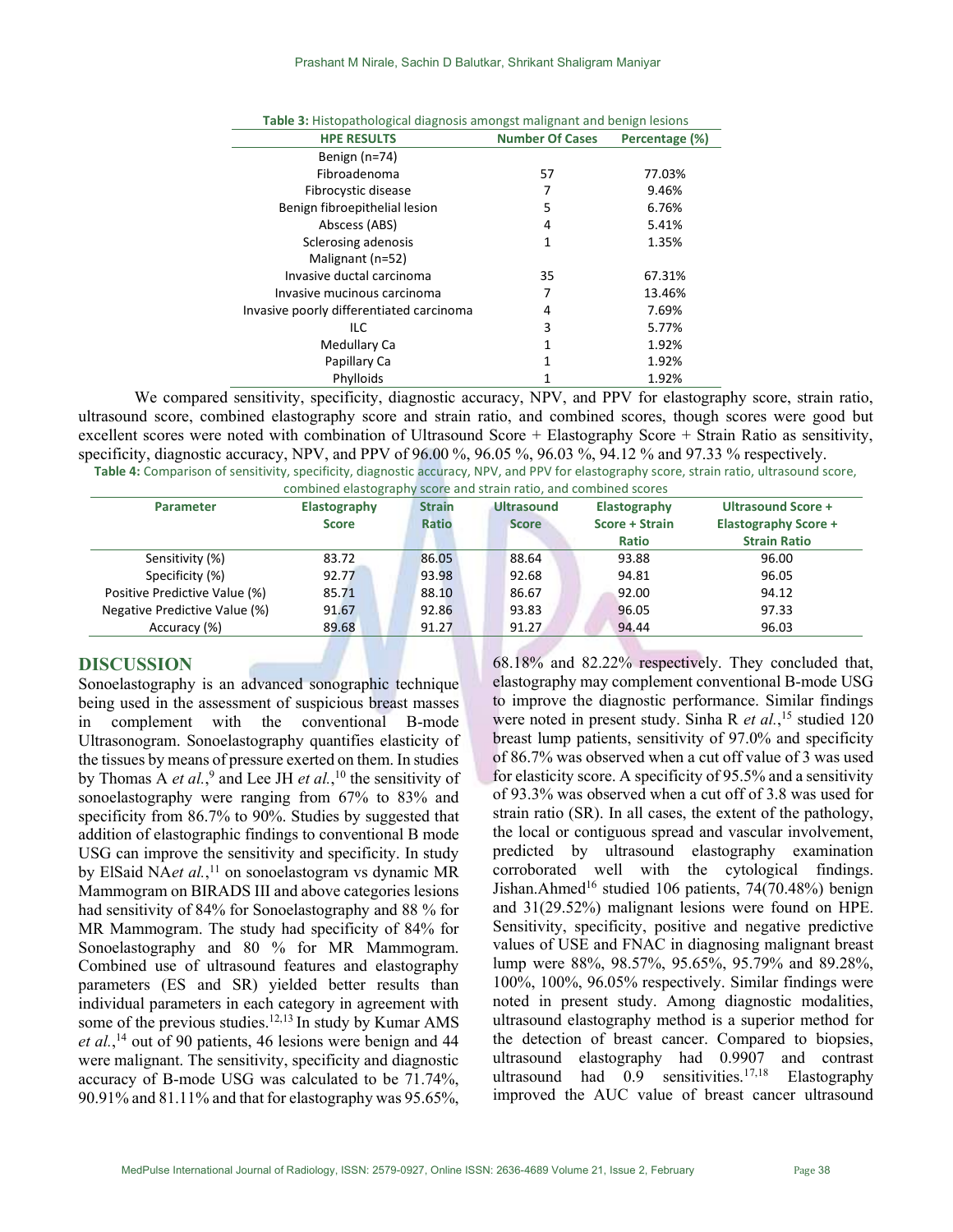**Table 3:** Histopathological diagnosis amongst malignant and benign lesions

| HPE RESULTS | Number Of Cases | Percentage (%) |
|---|---|---|
| Benign (n=74) | | |
| Fibroadenoma | 57 | 77.03% |
| Fibrocystic disease | 7 | 9.46% |
| Benign fibroepithelial lesion | 5 | 6.76% |
| Abscess (ABS) | 4 | 5.41% |
| Sclerosing adenosis | 1 | 1.35% |
| Malignant (n=52) | | |
| Invasive ductal carcinoma | 35 | 67.31% |
| Invasive mucinous carcinoma | 7 | 13.46% |
| Invasive poorly differentiated carcinoma | 4 | 7.69% |
| ILC | 3 | 5.77% |
| Medullary Ca | 1 | 1.92% |
| Papillary Ca | 1 | 1.92% |
| Phylloids | 1 | 1.92% |

We compared sensitivity, specificity, diagnostic accuracy, NPV, and PPV for elastography score, strain ratio, ultrasound score, combined elastography score and strain ratio, and combined scores, though scores were good but excellent scores were noted with combination of Ultrasound Score + Elastography Score + Strain Ratio as sensitivity, specificity, diagnostic accuracy, NPV, and PPV of 96.00 %, 96.05 %, 96.03 %, 94.12 % and 97.33 % respectively.

**Table 4:** Comparison of sensitivity, specificity, diagnostic accuracy, NPV, and PPV for elastography score, strain ratio, ultrasound score, combined elastography score and strain ratio, and combined scores

| Parameter | Elastography Score | Strain Ratio | Ultrasound Score | Elastography Score + Strain Ratio | Ultrasound Score + Elastography Score + Strain Ratio |
|---|---|---|---|---|---|
| Sensitivity (%) | 83.72 | 86.05 | 88.64 | 93.88 | 96.00 |
| Specificity (%) | 92.77 | 93.98 | 92.68 | 94.81 | 96.05 |
| Positive Predictive Value (%) | 85.71 | 88.10 | 86.67 | 92.00 | 94.12 |
| Negative Predictive Value (%) | 91.67 | 92.86 | 93.83 | 96.05 | 97.33 |
| Accuracy (%) | 89.68 | 91.27 | 91.27 | 94.44 | 96.03 |

## DISCUSSION

Sonoelastography is an advanced sonographic technique being used in the assessment of suspicious breast masses in complement with the conventional B-mode Ultrasonogram. Sonoelastography quantifies elasticity of the tissues by means of pressure exerted on them. In studies by Thomas A *et al.*,[9] and Lee JH *et al.*,[10] the sensitivity of sonoelastography were ranging from 67% to 83% and specificity from 86.7% to 90%. Studies by suggested that addition of elastographic findings to conventional B mode USG can improve the sensitivity and specificity. In study by ElSaid NA*et al.*,[11] on sonoelastogram vs dynamic MR Mammogram on BIRADS III and above categories lesions had sensitivity of 84% for Sonoelastography and 88 % for MR Mammogram. The study had specificity of 84% for Sonoelastography and 80 % for MR Mammogram. Combined use of ultrasound features and elastography parameters (ES and SR) yielded better results than individual parameters in each category in agreement with some of the previous studies.[12,13] In study by Kumar AMS *et al.*,[14] out of 90 patients, 46 lesions were benign and 44 were malignant. The sensitivity, specificity and diagnostic accuracy of B-mode USG was calculated to be 71.74%, 90.91% and 81.11% and that for elastography was 95.65%, 68.18% and 82.22% respectively. They concluded that, elastography may complement conventional B-mode USG to improve the diagnostic performance. Similar findings were noted in present study. Sinha R *et al.*,[15] studied 120 breast lump patients, sensitivity of 97.0% and specificity of 86.7% was observed when a cut off value of 3 was used for elasticity score. A specificity of 95.5% and a sensitivity of 93.3% was observed when a cut off of 3.8 was used for strain ratio (SR). In all cases, the extent of the pathology, the local or contiguous spread and vascular involvement, predicted by ultrasound elastography examination corroborated well with the cytological findings. Jishan.Ahmed[16] studied 106 patients, 74(70.48%) benign and 31(29.52%) malignant lesions were found on HPE. Sensitivity, specificity, positive and negative predictive values of USE and FNAC in diagnosing malignant breast lump were 88%, 98.57%, 95.65%, 95.79% and 89.28%, 100%, 100%, 96.05% respectively. Similar findings were noted in present study. Among diagnostic modalities, ultrasound elastography method is a superior method for the detection of breast cancer. Compared to biopsies, ultrasound elastography had 0.9907 and contrast ultrasound had 0.9 sensitivities.[17,18] Elastography improved the AUC value of breast cancer ultrasound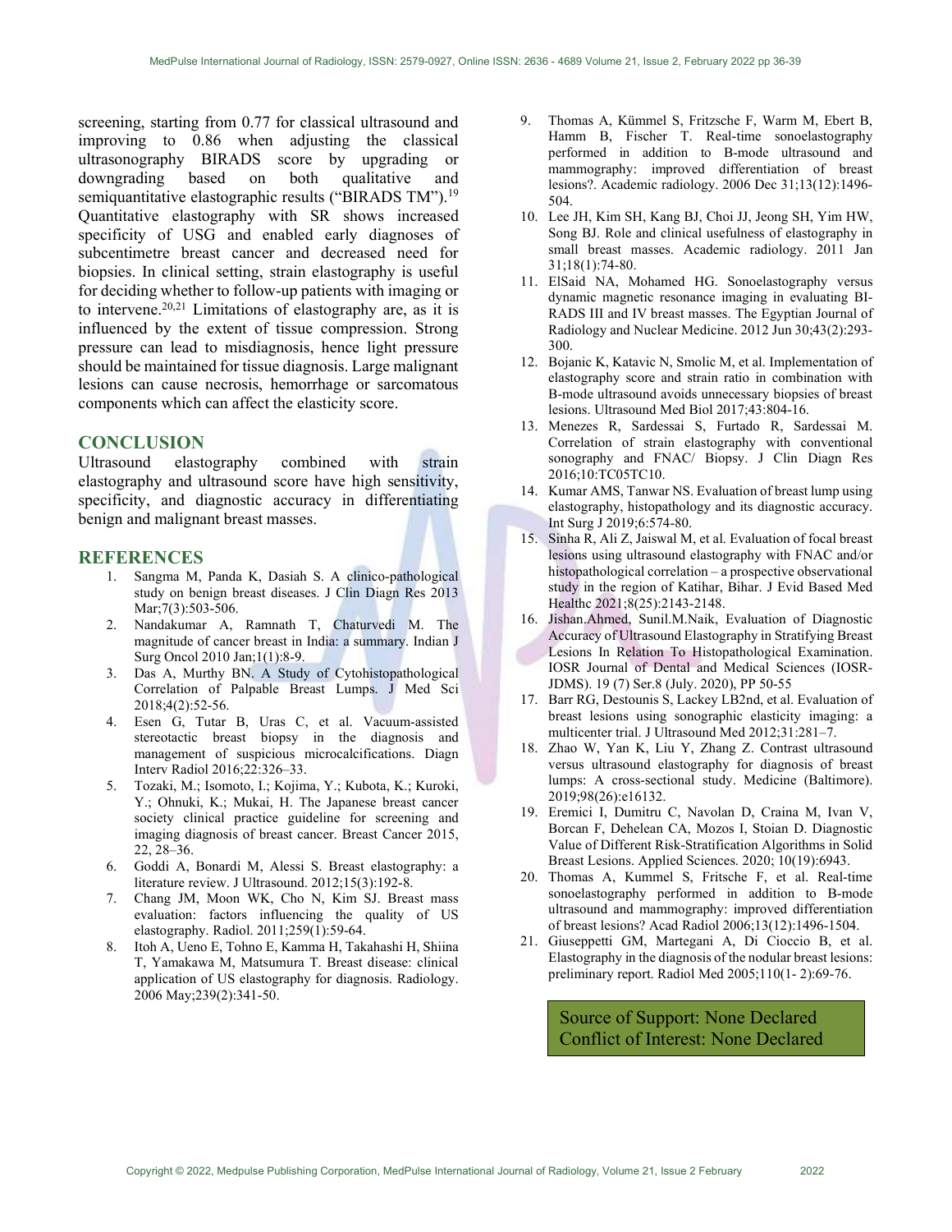screening, starting from 0.77 for classical ultrasound and improving to 0.86 when adjusting the classical ultrasonography BIRADS score by upgrading or downgrading based on both qualitative and semiquantitative elastographic results ("BIRADS TM").[19] Quantitative elastography with SR shows increased specificity of USG and enabled early diagnoses of subcentimetre breast cancer and decreased need for biopsies. In clinical setting, strain elastography is useful for deciding whether to follow-up patients with imaging or to intervene.[20,21] Limitations of elastography are, as it is influenced by the extent of tissue compression. Strong pressure can lead to misdiagnosis, hence light pressure should be maintained for tissue diagnosis. Large malignant lesions can cause necrosis, hemorrhage or sarcomatous components which can affect the elasticity score.

## CONCLUSION

Ultrasound elastography combined with strain elastography and ultrasound score have high sensitivity, specificity, and diagnostic accuracy in differentiating benign and malignant breast masses.

## REFERENCES

1. Sangma M, Panda K, Dasiah S. A clinico-pathological study on benign breast diseases. J Clin Diagn Res 2013 Mar;7(3):503-506.
2. Nandakumar A, Ramnath T, Chaturvedi M. The magnitude of cancer breast in India: a summary. Indian J Surg Oncol 2010 Jan;1(1):8-9.
3. Das A, Murthy BN. A Study of Cytohistopathological Correlation of Palpable Breast Lumps. J Med Sci 2018;4(2):52-56.
4. Esen G, Tutar B, Uras C, et al. Vacuum-assisted stereotactic breast biopsy in the diagnosis and management of suspicious microcalcifications. Diagn Interv Radiol 2016;22:326–33.
5. Tozaki, M.; Isomoto, I.; Kojima, Y.; Kubota, K.; Kuroki, Y.; Ohnuki, K.; Mukai, H. The Japanese breast cancer society clinical practice guideline for screening and imaging diagnosis of breast cancer. Breast Cancer 2015, 22, 28–36.
6. Goddi A, Bonardi M, Alessi S. Breast elastography: a literature review. J Ultrasound. 2012;15(3):192-8.
7. Chang JM, Moon WK, Cho N, Kim SJ. Breast mass evaluation: factors influencing the quality of US elastography. Radiol. 2011;259(1):59-64.
8. Itoh A, Ueno E, Tohno E, Kamma H, Takahashi H, Shiina T, Yamakawa M, Matsumura T. Breast disease: clinical application of US elastography for diagnosis. Radiology. 2006 May;239(2):341-50.
9. Thomas A, Kümmel S, Fritzsche F, Warm M, Ebert B, Hamm B, Fischer T. Real-time sonoelastography performed in addition to B-mode ultrasound and mammography: improved differentiation of breast lesions?. Academic radiology. 2006 Dec 31;13(12):1496-504.
10. Lee JH, Kim SH, Kang BJ, Choi JJ, Jeong SH, Yim HW, Song BJ. Role and clinical usefulness of elastography in small breast masses. Academic radiology. 2011 Jan 31;18(1):74-80.
11. ElSaid NA, Mohamed HG. Sonoelastography versus dynamic magnetic resonance imaging in evaluating BI-RADS III and IV breast masses. The Egyptian Journal of Radiology and Nuclear Medicine. 2012 Jun 30;43(2):293-300.
12. Bojanic K, Katavic N, Smolic M, et al. Implementation of elastography score and strain ratio in combination with B-mode ultrasound avoids unnecessary biopsies of breast lesions. Ultrasound Med Biol 2017;43:804-16.
13. Menezes R, Sardessai S, Furtado R, Sardessai M. Correlation of strain elastography with conventional sonography and FNAC/ Biopsy. J Clin Diagn Res 2016;10:TC05TC10.
14. Kumar AMS, Tanwar NS. Evaluation of breast lump using elastography, histopathology and its diagnostic accuracy. Int Surg J 2019;6:574-80.
15. Sinha R, Ali Z, Jaiswal M, et al. Evaluation of focal breast lesions using ultrasound elastography with FNAC and/or histopathological correlation – a prospective observational study in the region of Katihar, Bihar. J Evid Based Med Healthc 2021;8(25):2143-2148.
16. Jishan.Ahmed, Sunil.M.Naik, Evaluation of Diagnostic Accuracy of Ultrasound Elastography in Stratifying Breast Lesions In Relation To Histopathological Examination. IOSR Journal of Dental and Medical Sciences (IOSR-JDMS). 19 (7) Ser.8 (July. 2020), PP 50-55
17. Barr RG, Destounis S, Lackey LB2nd, et al. Evaluation of breast lesions using sonographic elasticity imaging: a multicenter trial. J Ultrasound Med 2012;31:281–7.
18. Zhao W, Yan K, Liu Y, Zhang Z. Contrast ultrasound versus ultrasound elastography for diagnosis of breast lumps: A cross-sectional study. Medicine (Baltimore). 2019;98(26):e16132.
19. Eremici I, Dumitru C, Navolan D, Craina M, Ivan V, Borcan F, Dehelean CA, Mozos I, Stoian D. Diagnostic Value of Different Risk-Stratification Algorithms in Solid Breast Lesions. Applied Sciences. 2020; 10(19):6943.
20. Thomas A, Kummel S, Fritsche F, et al. Real-time sonoelastography performed in addition to B-mode ultrasound and mammography: improved differentiation of breast lesions? Acad Radiol 2006;13(12):1496-1504.
21. Giuseppetti GM, Martegani A, Di Cioccio B, et al. Elastography in the diagnosis of the nodular breast lesions: preliminary report. Radiol Med 2005;110(1- 2):69-76.

Source of Support: None Declared
Conflict of Interest: None Declared